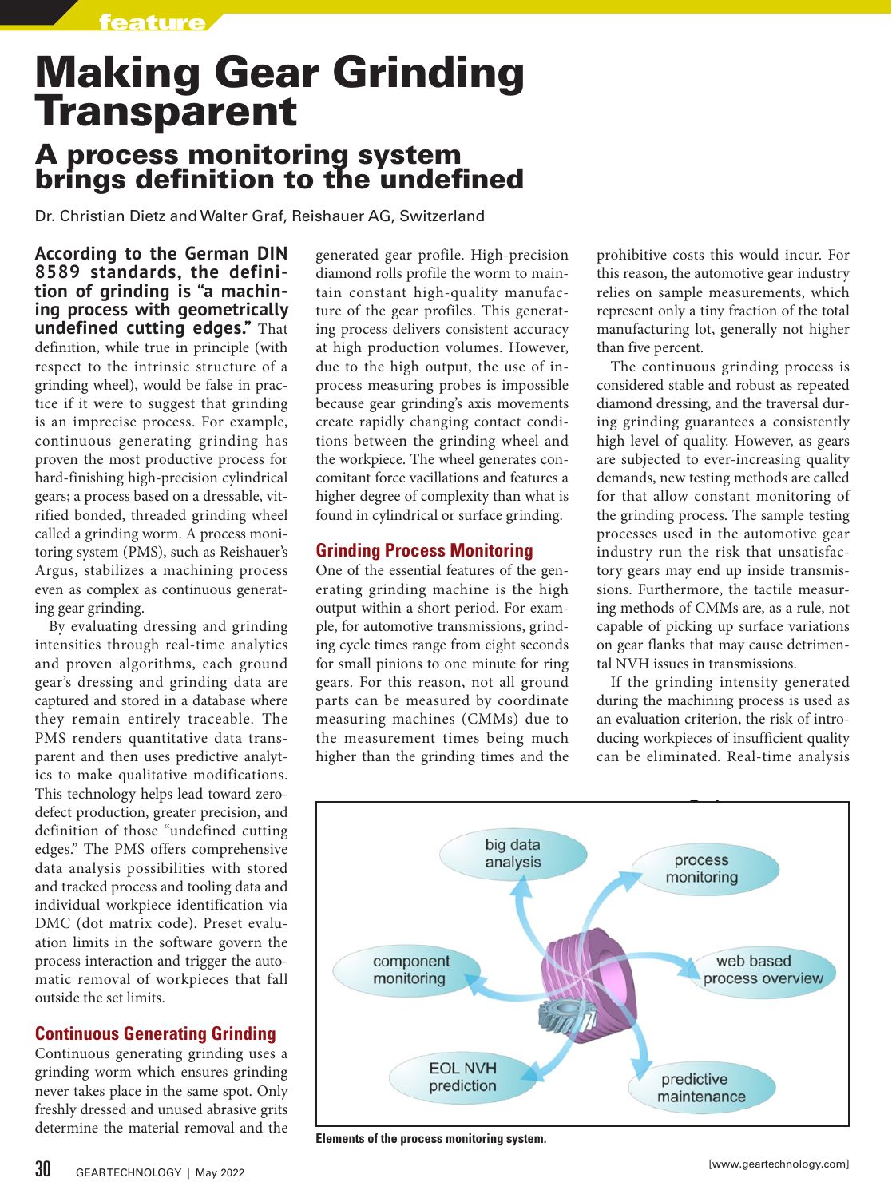# Making Gear Grinding Transparent

## A process monitoring system brings definition to the undefined

Dr. Christian Dietz and Walter Graf, Reishauer AG, Switzerland

**According to the German DIN 8589 standards, the definition of grinding is "a machining process with geometrically undefined cutting edges."** That definition, while true in principle (with respect to the intrinsic structure of a grinding wheel), would be false in practice if it were to suggest that grinding is an imprecise process. For example, continuous generating grinding has proven the most productive process for hard-finishing high-precision cylindrical gears; a process based on a dressable, vitrified bonded, threaded grinding wheel called a grinding worm. A process monitoring system (PMS), such as Reishauer's Argus, stabilizes a machining process even as complex as continuous generating gear grinding.

By evaluating dressing and grinding intensities through real-time analytics and proven algorithms, each ground gear's dressing and grinding data are captured and stored in a database where they remain entirely traceable. The PMS renders quantitative data transparent and then uses predictive analytics to make qualitative modifications. This technology helps lead toward zero-defect production, greater precision, and definition of those "undefined cutting edges." The PMS offers comprehensive data analysis possibilities with stored and tracked process and tooling data and individual workpiece identification via DMC (dot matrix code). Preset evaluation limits in the software govern the process interaction and trigger the automatic removal of workpieces that fall outside the set limits.

### Continuous Generating Grinding

Continuous generating grinding uses a grinding worm which ensures grinding never takes place in the same spot. Only freshly dressed and unused abrasive grits determine the material removal and the generated gear profile. High-precision diamond rolls profile the worm to maintain constant high-quality manufacture of the gear profiles. This generating process delivers consistent accuracy at high production volumes. However, due to the high output, the use of in-process measuring probes is impossible because gear grinding's axis movements create rapidly changing contact conditions between the grinding wheel and the workpiece. The wheel generates concomitant force vacillations and features a higher degree of complexity than what is found in cylindrical or surface grinding.

### Grinding Process Monitoring

One of the essential features of the generating grinding machine is the high output within a short period. For example, for automotive transmissions, grinding cycle times range from eight seconds for small pinions to one minute for ring gears. For this reason, not all ground parts can be measured by coordinate measuring machines (CMMs) due to the measurement times being much higher than the grinding times and the prohibitive costs this would incur. For this reason, the automotive gear industry relies on sample measurements, which represent only a tiny fraction of the total manufacturing lot, generally not higher than five percent.

The continuous grinding process is considered stable and robust as repeated diamond dressing, and the traversal during grinding guarantees a consistently high level of quality. However, as gears are subjected to ever-increasing quality demands, new testing methods are called for that allow constant monitoring of the grinding process. The sample testing processes used in the automotive gear industry run the risk that unsatisfactory gears may end up inside transmissions. Furthermore, the tactile measuring methods of CMMs are, as a rule, not capable of picking up surface variations on gear flanks that may cause detrimental NVH issues in transmissions.

If the grinding intensity generated during the machining process is used as an evaluation criterion, the risk of introducing workpieces of insufficient quality can be eliminated. Real-time analysis

**Elements of the process monitoring system.**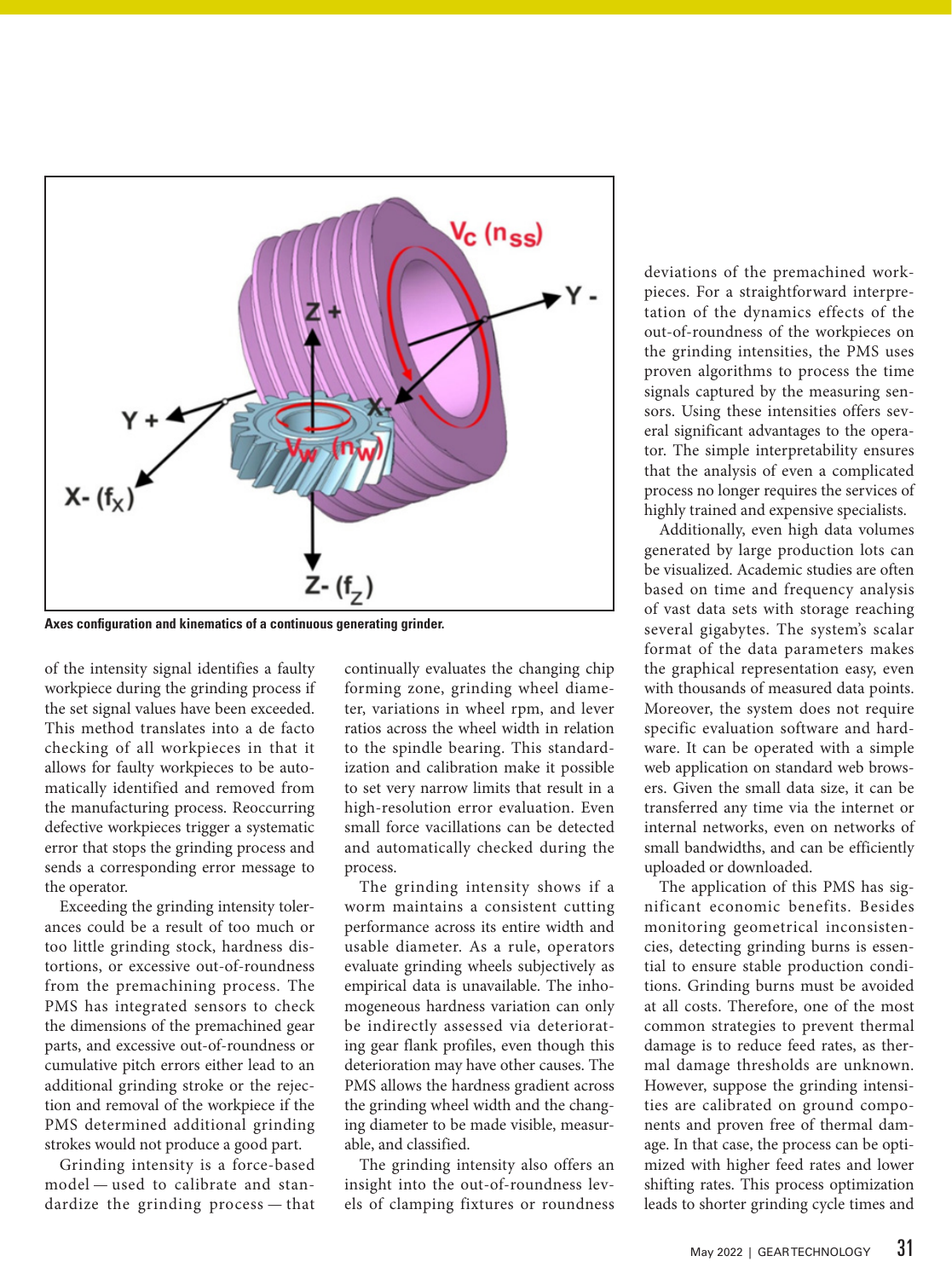Axes configuration and kinematics of a continuous generating grinder.

of the intensity signal identifies a faulty workpiece during the grinding process if the set signal values have been exceeded. This method translates into a de facto checking of all workpieces in that it allows for faulty workpieces to be automatically identified and removed from the manufacturing process. Reoccurring defective workpieces trigger a systematic error that stops the grinding process and sends a corresponding error message to the operator.

Exceeding the grinding intensity tolerances could be a result of too much or too little grinding stock, hardness distortions, or excessive out-of-roundness from the premachining process. The PMS has integrated sensors to check the dimensions of the premachined gear parts, and excessive out-of-roundness or cumulative pitch errors either lead to an additional grinding stroke or the rejection and removal of the workpiece if the PMS determined additional grinding strokes would not produce a good part.

Grinding intensity is a force-based model — used to calibrate and standardize the grinding process — that continually evaluates the changing chip forming zone, grinding wheel diameter, variations in wheel rpm, and lever ratios across the wheel width in relation to the spindle bearing. This standardization and calibration make it possible to set very narrow limits that result in a high-resolution error evaluation. Even small force vacillations can be detected and automatically checked during the process.

The grinding intensity shows if a worm maintains a consistent cutting performance across its entire width and usable diameter. As a rule, operators evaluate grinding wheels subjectively as empirical data is unavailable. The inhomogeneous hardness variation can only be indirectly assessed via deteriorating gear flank profiles, even though this deterioration may have other causes. The PMS allows the hardness gradient across the grinding wheel width and the changing grinding diameter to be made visible, measurable, and classified.

The grinding intensity also offers an insight into the out-of-roundness levels of clamping fixtures or roundness deviations of the premachined workpieces. For a straightforward interpretation of the dynamics effects of the out-of-roundness of the workpieces on the grinding intensities, the PMS uses proven algorithms to process the time signals captured by the measuring sensors. Using these intensities offers several significant advantages to the operator. The simple interpretability ensures that the analysis of even a complicated process no longer requires the services of highly trained and expensive specialists.

Additionally, even high data volumes generated by large production lots can be visualized. Academic studies are often based on time and frequency analysis of vast data sets with storage reaching several gigabytes. The system's scalar format of the data parameters makes the graphical representation easy, even with thousands of measured data points. Moreover, the system does not require specific evaluation software and hardware. It can be operated with a simple web application on standard web browsers. Given the small data size, it can be transferred any time via the internet or internal networks, even on networks of small bandwidths, and can be efficiently uploaded or downloaded.

The application of this PMS has significant economic benefits. Besides monitoring geometrical inconsistencies, detecting grinding burns is essential to ensure stable production conditions. Grinding burns must be avoided at all costs. Therefore, one of the most common strategies to prevent thermal damage is to reduce feed rates, as thermal damage thresholds are unknown. However, suppose the grinding intensities are calibrated on ground components and proven free of thermal damage. In that case, the process can be optimized with higher feed rates and lower shifting rates. This process optimization leads to shorter grinding cycle times and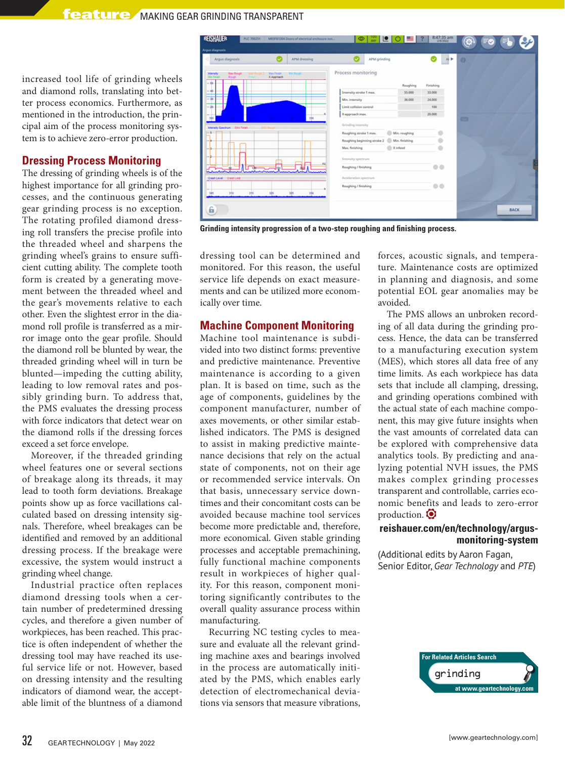increased tool life of grinding wheels and diamond rolls, translating into better process economics. Furthermore, as mentioned in the introduction, the principal aim of the process monitoring system is to achieve zero-error production.

## Dressing Process Monitoring

The dressing of grinding wheels is of the highest importance for all grinding processes, and the continuous generating gear grinding process is no exception. The rotating profiled diamond dressing roll transfers the precise profile into the threaded wheel and sharpens the grinding wheel's grains to ensure sufficient cutting ability. The complete tooth form is created by a generating movement between the threaded wheel and the gear's movements relative to each other. Even the slightest error in the diamond roll profile is transferred as a mirror image onto the gear profile. Should the diamond roll be blunted by wear, the threaded grinding wheel will in turn be blunted—impeding the cutting ability, leading to low removal rates and possibly grinding burn. To address that, the PMS evaluates the dressing process with force indicators that detect wear on the diamond rolls if the dressing forces exceed a set force envelope.

Moreover, if the threaded grinding wheel features one or several sections of breakage along its threads, it may lead to tooth form deviations. Breakage points show up as force vacillations calculated based on dressing intensity signals. Therefore, wheel breakages can be identified and removed by an additional dressing process. If the breakage were excessive, the system would instruct a grinding wheel change.

Industrial practice often replaces diamond dressing tools when a certain number of predetermined dressing cycles, and therefore a given number of workpieces, has been reached. This practice is often independent of whether the dressing tool may have reached its useful service life or not. However, based on dressing intensity and the resulting indicators of diamond wear, the acceptable limit of the bluntness of a diamond dressing tool can be determined and monitored. For this reason, the useful service life depends on exact measurements and can be utilized more economically over time.

Grinding intensity progression of a two-step roughing and finishing process.

## Machine Component Monitoring

Machine tool maintenance is subdivided into two distinct forms: preventive and predictive maintenance. Preventive maintenance is according to a given plan. It is based on time, such as the age of components, guidelines by the component manufacturer, number of axes movements, or other similar established indicators. The PMS is designed to assist in making predictive maintenance decisions that rely on the actual state of components, not on their age or recommended service intervals. On that basis, unnecessary service downtimes and their concomitant costs can be avoided because machine tool services become more predictable and, therefore, more economical. Given stable grinding processes and acceptable premachining, fully functional machine components result in workpieces of higher quality. For this reason, component monitoring significantly contributes to the overall quality assurance process within manufacturing.

Recurring NC testing cycles to measure and evaluate all the relevant grinding machine axes and bearings involved in the process are automatically initiated by the PMS, which enables early detection of electromechanical deviations via sensors that measure vibrations, forces, acoustic signals, and temperature. Maintenance costs are optimized in planning and diagnosis, and some potential EOL gear anomalies may be avoided.

The PMS allows an unbroken recording of all data during the grinding process. Hence, the data can be transferred to a manufacturing execution system (MES), which stores all data free of any time limits. As each workpiece has data sets that include all clamping, dressing, and grinding operations combined with the actual state of each machine component, this may give future insights when the vast amounts of correlated data can be explored with comprehensive data analytics tools. By predicting and analyzing potential NVH issues, the PMS makes complex grinding processes transparent and controllable, carries economic benefits and leads to zero-error production.

**reishauer.com/en/technology/argus-monitoring-system**

(Additional edits by Aaron Fagan, Senior Editor, *Gear Technology* and *PTE*)

For Related Articles Search

grinding

at www.geartechnology.com